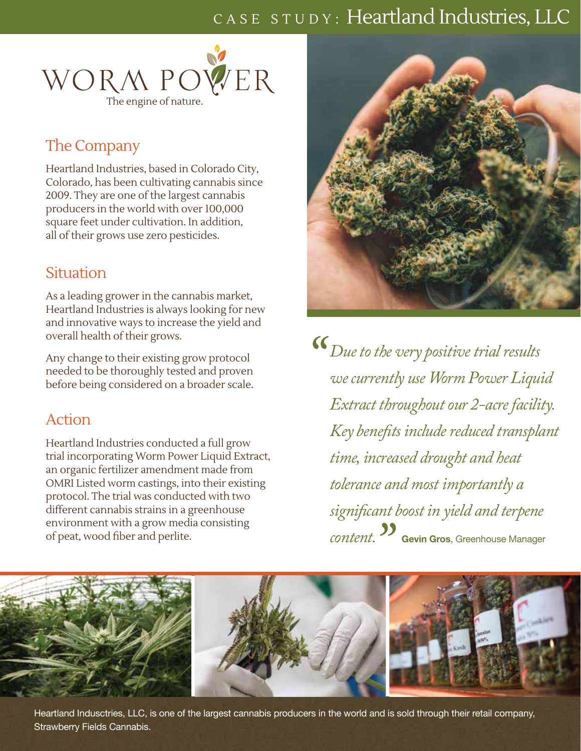# CASE STUDY: Heartland Industries, LLC

WORM POWER

The engine of nature.

## The Company

Heartland Industries, based in Colorado City, Colorado, has been cultivating cannabis since 2009. They are one of the largest cannabis producers in the world with over 100,000 square feet under cultivation. In addition, all of their grows use zero pesticides.

## Situation

As a leading grower in the cannabis market, Heartland Industries is always looking for new and innovative ways to increase the yield and overall health of their grows.

Any change to their existing grow protocol needed to be thoroughly tested and proven before being considered on a broader scale.

## Action

Heartland Industries conducted a full grow trial incorporating Worm Power Liquid Extract, an organic fertilizer amendment made from OMRI Listed worm castings, into their existing protocol. The trial was conducted with two different cannabis strains in a greenhouse environment with a grow media consisting of peat, wood fiber and perlite.

> *"Due to the very positive trial results we currently use Worm Power Liquid Extract throughout our 2-acre facility. Key benefits include reduced transplant time, increased drought and heat tolerance and most importantly a significant boost in yield and terpene content."* **Gevin Gros**, Greenhouse Manager

Heartland Inducstries, LLC, is one of the largest cannabis producers in the world and is sold through their retail company, Strawberry Fields Cannabis.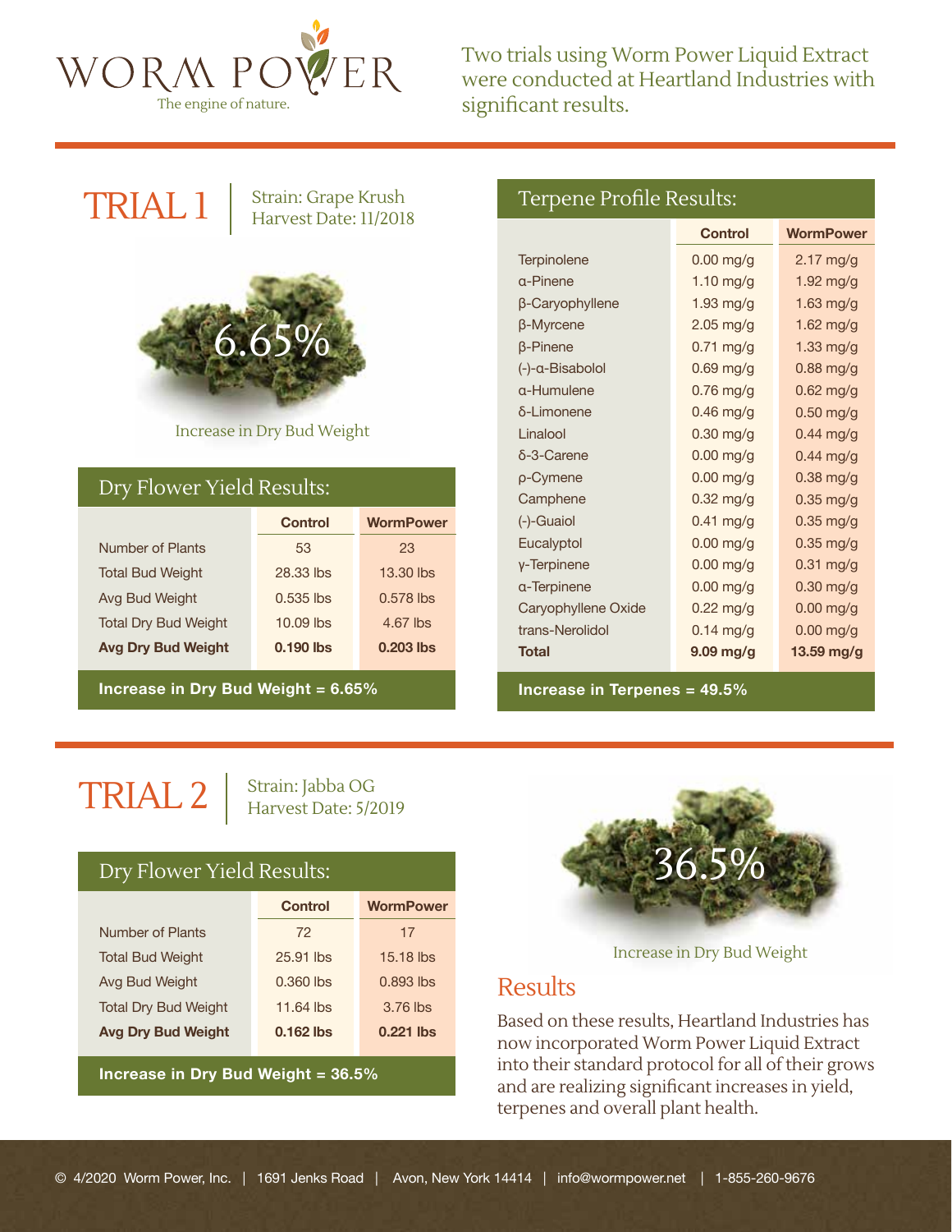WORM POWER
The engine of nature.

Two trials using Worm Power Liquid Extract were conducted at Heartland Industries with significant results.

## TRIAL 1

Strain: Grape Krush
Harvest Date: 11/2018

6.65%
Increase in Dry Bud Weight

### Dry Flower Yield Results:

| | Control | WormPower |
|---|---|---|
| Number of Plants | 53 | 23 |
| Total Bud Weight | 28.33 lbs | 13.30 lbs |
| Avg Bud Weight | 0.535 lbs | 0.578 lbs |
| Total Dry Bud Weight | 10.09 lbs | 4.67 lbs |
| **Avg Dry Bud Weight** | **0.190 lbs** | **0.203 lbs** |

**Increase in Dry Bud Weight = 6.65%**

### Terpene Profile Results:

| | Control | WormPower |
|---|---|---|
| Terpinolene | 0.00 mg/g | 2.17 mg/g |
| α-Pinene | 1.10 mg/g | 1.92 mg/g |
| β-Caryophyllene | 1.93 mg/g | 1.63 mg/g |
| β-Myrcene | 2.05 mg/g | 1.62 mg/g |
| β-Pinene | 0.71 mg/g | 1.33 mg/g |
| (-)-α-Bisabolol | 0.69 mg/g | 0.88 mg/g |
| α-Humulene | 0.76 mg/g | 0.62 mg/g |
| δ-Limonene | 0.46 mg/g | 0.50 mg/g |
| Linalool | 0.30 mg/g | 0.44 mg/g |
| δ-3-Carene | 0.00 mg/g | 0.44 mg/g |
| ρ-Cymene | 0.00 mg/g | 0.38 mg/g |
| Camphene | 0.32 mg/g | 0.35 mg/g |
| (-)-Guaiol | 0.41 mg/g | 0.35 mg/g |
| Eucalyptol | 0.00 mg/g | 0.35 mg/g |
| γ-Terpinene | 0.00 mg/g | 0.31 mg/g |
| α-Terpinene | 0.00 mg/g | 0.30 mg/g |
| Caryophyllene Oxide | 0.22 mg/g | 0.00 mg/g |
| trans-Nerolidol | 0.14 mg/g | 0.00 mg/g |
| **Total** | **9.09 mg/g** | **13.59 mg/g** |

**Increase in Terpenes = 49.5%**

## TRIAL 2

Strain: Jabba OG
Harvest Date: 5/2019

### Dry Flower Yield Results:

| | Control | WormPower |
|---|---|---|
| Number of Plants | 72 | 17 |
| Total Bud Weight | 25.91 lbs | 15.18 lbs |
| Avg Bud Weight | 0.360 lbs | 0.893 lbs |
| Total Dry Bud Weight | 11.64 lbs | 3.76 lbs |
| **Avg Dry Bud Weight** | **0.162 lbs** | **0.221 lbs** |

**Increase in Dry Bud Weight = 36.5%**

36.5%
Increase in Dry Bud Weight

## Results

Based on these results, Heartland Industries has now incorporated Worm Power Liquid Extract into their standard protocol for all of their grows and are realizing significant increases in yield, terpenes and overall plant health.

© 4/2020 Worm Power, Inc. | 1691 Jenks Road | Avon, New York 14414 | info@wormpower.net | 1-855-260-9676